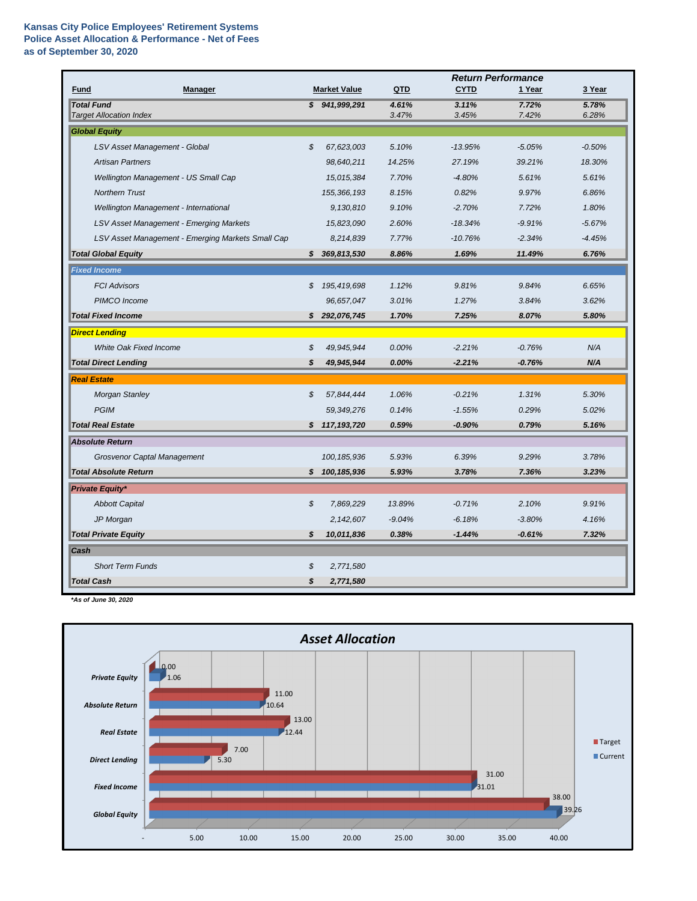**Kansas City Police Employees' Retirement Systems**
**Police Asset Allocation & Performance - Net of Fees**
**as of September 30, 2020**

| Fund | Manager | Market Value | QTD | CYTD | 1 Year | 3 Year |
|---|---|---|---|---|---|---|
| | | | *Return Performance* | | | |
| **Total Fund** | | **$ 941,999,291** | **4.61%** | **3.11%** | **7.72%** | **5.78%** |
| *Target Allocation Index* | | | 3.47% | 3.45% | 7.42% | 6.28% |
| **Global Equity** | | | | | | |
| | LSV Asset Management - Global | $ 67,623,003 | 5.10% | -13.95% | -5.05% | -0.50% |
| | Artisan Partners | 98,640,211 | 14.25% | 27.19% | 39.21% | 18.30% |
| | Wellington Management - US Small Cap | 15,015,384 | 7.70% | -4.80% | 5.61% | 5.61% |
| | Northern Trust | 155,366,193 | 8.15% | 0.82% | 9.97% | 6.86% |
| | Wellington Management - International | 9,130,810 | 9.10% | -2.70% | 7.72% | 1.80% |
| | LSV Asset Management - Emerging Markets | 15,823,090 | 2.60% | -18.34% | -9.91% | -5.67% |
| | LSV Asset Management - Emerging Markets Small Cap | 8,214,839 | 7.77% | -10.76% | -2.34% | -4.45% |
| **Total Global Equity** | | **$ 369,813,530** | **8.86%** | **1.69%** | **11.49%** | **6.76%** |
| **Fixed Income** | | | | | | |
| | FCI Advisors | $ 195,419,698 | 1.12% | 9.81% | 9.84% | 6.65% |
| | PIMCO Income | 96,657,047 | 3.01% | 1.27% | 3.84% | 3.62% |
| **Total Fixed Income** | | **$ 292,076,745** | **1.70%** | **7.25%** | **8.07%** | **5.80%** |
| **Direct Lending** | | | | | | |
| | White Oak Fixed Income | $ 49,945,944 | 0.00% | -2.21% | -0.76% | N/A |
| **Total Direct Lending** | | **$ 49,945,944** | **0.00%** | **-2.21%** | **-0.76%** | **N/A** |
| **Real Estate** | | | | | | |
| | Morgan Stanley | $ 57,844,444 | 1.06% | -0.21% | 1.31% | 5.30% |
| | PGIM | 59,349,276 | 0.14% | -1.55% | 0.29% | 5.02% |
| **Total Real Estate** | | **$ 117,193,720** | **0.59%** | **-0.90%** | **0.79%** | **5.16%** |
| **Absolute Return** | | | | | | |
| | Grosvenor Captal Management | 100,185,936 | 5.93% | 6.39% | 9.29% | 3.78% |
| **Total Absolute Return** | | **$ 100,185,936** | **5.93%** | **3.78%** | **7.36%** | **3.23%** |
| **Private Equity*** | | | | | | |
| | Abbott Capital | $ 7,869,229 | 13.89% | -0.71% | 2.10% | 9.91% |
| | JP Morgan | 2,142,607 | -9.04% | -6.18% | -3.80% | 4.16% |
| **Total Private Equity** | | **$ 10,011,836** | **0.38%** | **-1.44%** | **-0.61%** | **7.32%** |
| **Cash** | | | | | | |
| | Short Term Funds | $ 2,771,580 | | | | |
| **Total Cash** | | **$ 2,771,580** | | | | |

***As of June 30, 2020**

## Asset Allocation

| Asset Class | Target | Current |
|---|---|---|
| Private Equity | 0.00 | 1.06 |
| Absolute Return | 11.00 | 10.64 |
| Real Estate | 13.00 | 12.44 |
| Direct Lending | 7.00 | 5.30 |
| Fixed Income | 31.00 | 31.01 |
| Global Equity | 38.00 | 39.26 |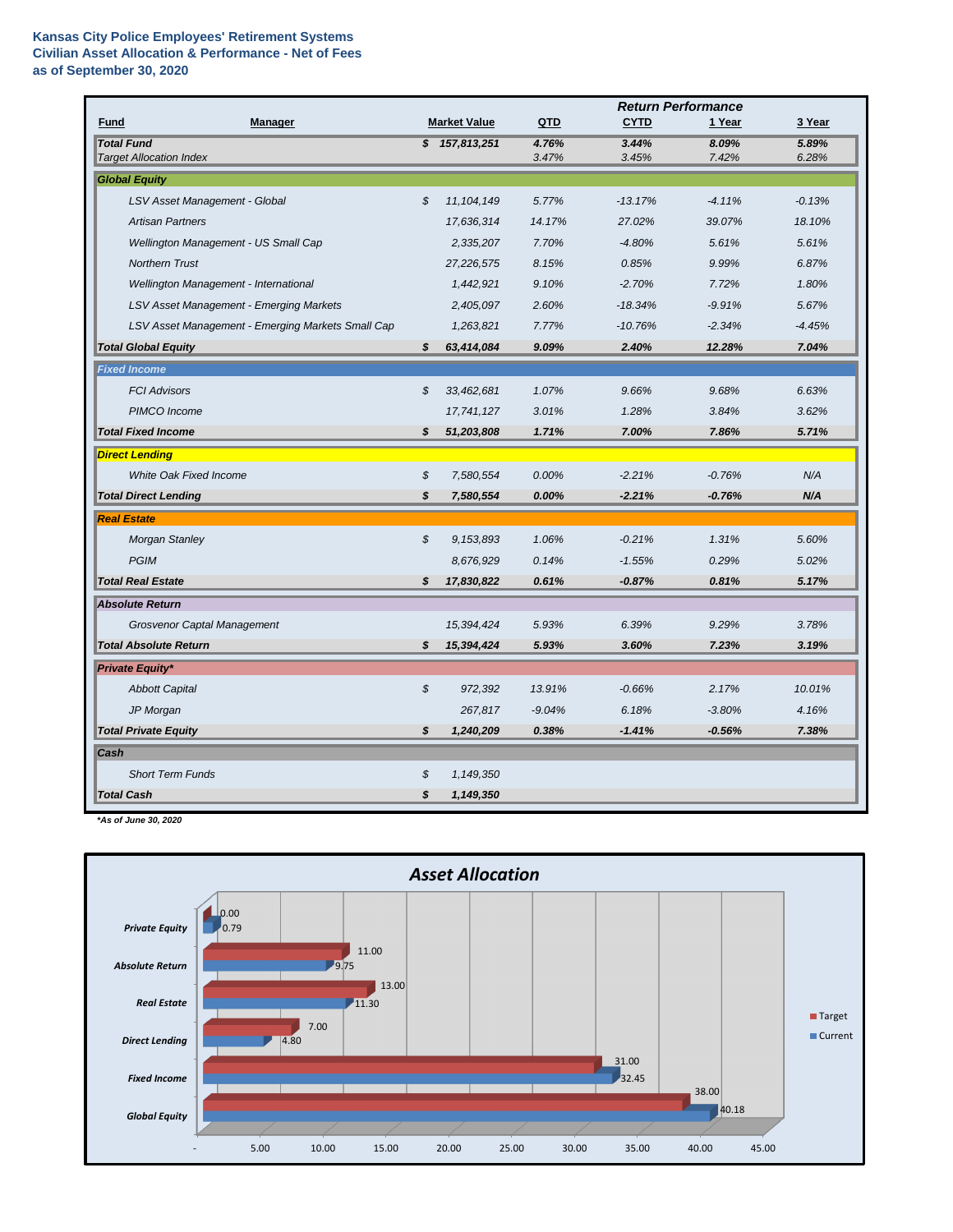**Kansas City Police Employees' Retirement Systems**
**Civilian Asset Allocation & Performance - Net of Fees**
**as of September 30, 2020**

| Fund | Manager | Market Value | QTD | CYTD | 1 Year | 3 Year |
|---|---|---|---|---|---|---|
| | | | Return Performance | | | |
| ***Total Fund*** | | ***$ 157,813,251*** | ***4.76%*** | ***3.44%*** | ***8.09%*** | ***5.89%*** |
| *Target Allocation Index* | | | *3.47%* | *3.45%* | *7.42%* | *6.28%* |
| ***Global Equity*** | | | | | | |
| | *LSV Asset Management - Global* | *$ 11,104,149* | *5.77%* | *-13.17%* | *-4.11%* | *-0.13%* |
| | *Artisan Partners* | *17,636,314* | *14.17%* | *27.02%* | *39.07%* | *18.10%* |
| | *Wellington Management - US Small Cap* | *2,335,207* | *7.70%* | *-4.80%* | *5.61%* | *5.61%* |
| | *Northern Trust* | *27,226,575* | *8.15%* | *0.85%* | *9.99%* | *6.87%* |
| | *Wellington Management - International* | *1,442,921* | *9.10%* | *-2.70%* | *7.72%* | *1.80%* |
| | *LSV Asset Management - Emerging Markets* | *2,405,097* | *2.60%* | *-18.34%* | *-9.91%* | *5.67%* |
| | *LSV Asset Management - Emerging Markets Small Cap* | *1,263,821* | *7.77%* | *-10.76%* | *-2.34%* | *-4.45%* |
| ***Total Global Equity*** | | ***$ 63,414,084*** | ***9.09%*** | ***2.40%*** | ***12.28%*** | ***7.04%*** |
| ***Fixed Income*** | | | | | | |
| | *FCI Advisors* | *$ 33,462,681* | *1.07%* | *9.66%* | *9.68%* | *6.63%* |
| | *PIMCO Income* | *17,741,127* | *3.01%* | *1.28%* | *3.84%* | *3.62%* |
| ***Total Fixed Income*** | | ***$ 51,203,808*** | ***1.71%*** | ***7.00%*** | ***7.86%*** | ***5.71%*** |
| ***Direct Lending*** | | | | | | |
| | *White Oak Fixed Income* | *$ 7,580,554* | *0.00%* | *-2.21%* | *-0.76%* | *N/A* |
| ***Total Direct Lending*** | | ***$ 7,580,554*** | ***0.00%*** | ***-2.21%*** | ***-0.76%*** | ***N/A*** |
| ***Real Estate*** | | | | | | |
| | *Morgan Stanley* | *$ 9,153,893* | *1.06%* | *-0.21%* | *1.31%* | *5.60%* |
| | *PGIM* | *8,676,929* | *0.14%* | *-1.55%* | *0.29%* | *5.02%* |
| ***Total Real Estate*** | | ***$ 17,830,822*** | ***0.61%*** | ***-0.87%*** | ***0.81%*** | ***5.17%*** |
| ***Absolute Return*** | | | | | | |
| | *Grosvenor Captal Management* | *15,394,424* | *5.93%* | *6.39%* | *9.29%* | *3.78%* |
| ***Total Absolute Return*** | | ***$ 15,394,424*** | ***5.93%*** | ***3.60%*** | ***7.23%*** | ***3.19%*** |
| ***Private Equity**** | | | | | | |
| | *Abbott Capital* | *$ 972,392* | *13.91%* | *-0.66%* | *2.17%* | *10.01%* |
| | *JP Morgan* | *267,817* | *-9.04%* | *6.18%* | *-3.80%* | *4.16%* |
| ***Total Private Equity*** | | ***$ 1,240,209*** | ***0.38%*** | ***-1.41%*** | ***-0.56%*** | ***7.38%*** |
| ***Cash*** | | | | | | |
| | *Short Term Funds* | *$ 1,149,350* | | | | |
| ***Total Cash*** | | ***$ 1,149,350*** | | | | |

***As of June 30, 2020**

**Asset Allocation**

Private Equity 0.00 0.79
Absolute Return 11.00 9.75
Real Estate 13.00 11.30
Direct Lending 7.00 4.80
Fixed Income 31.00 32.45
Global Equity 38.00 40.18

- 5.00 10.00 15.00 20.00 25.00 30.00 35.00 40.00 45.00

Target
Current